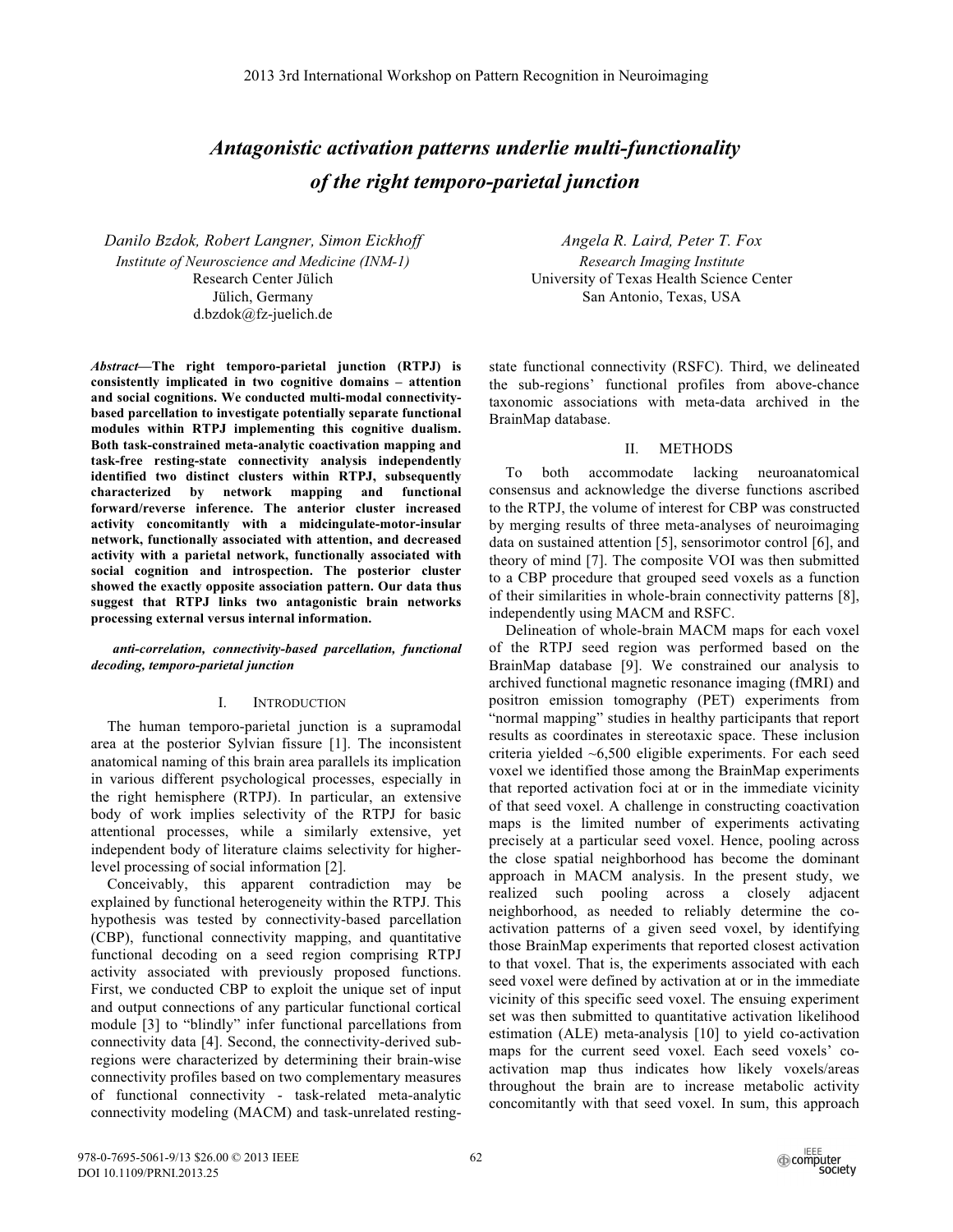# *Antagonistic activation patterns underlie multi-functionality of the right temporo-parietal junction*

*Danilo Bzdok, Robert Langner, Simon Eickhoff*
*Institute of Neuroscience and Medicine (INM-1)*
Research Center Jülich
Jülich, Germany
d.bzdok@fz-juelich.de

*Angela R. Laird, Peter T. Fox*
*Research Imaging Institute*
University of Texas Health Science Center
San Antonio, Texas, USA

***Abstract*—The right temporo-parietal junction (RTPJ) is consistently implicated in two cognitive domains – attention and social cognitions. We conducted multi-modal connectivity-based parcellation to investigate potentially separate functional modules within RTPJ implementing this cognitive dualism. Both task-constrained meta-analytic coactivation mapping and task-free resting-state connectivity analysis independently identified two distinct clusters within RTPJ, subsequently characterized by network mapping and functional forward/reverse inference. The anterior cluster increased activity concomitantly with a midcingulate-motor-insular network, functionally associated with attention, and decreased activity with a parietal network, functionally associated with social cognition and introspection. The posterior cluster showed the exactly opposite association pattern. Our data thus suggest that RTPJ links two antagonistic brain networks processing external versus internal information.**

***anti-correlation, connectivity-based parcellation, functional decoding, temporo-parietal junction***

## I. Introduction

The human temporo-parietal junction is a supramodal area at the posterior Sylvian fissure [1]. The inconsistent anatomical naming of this brain area parallels its implication in various different psychological processes, especially in the right hemisphere (RTPJ). In particular, an extensive body of work implies selectivity of the RTPJ for basic attentional processes, while a similarly extensive, yet independent body of literature claims selectivity for higher-level processing of social information [2].

Conceivably, this apparent contradiction may be explained by functional heterogeneity within the RTPJ. This hypothesis was tested by connectivity-based parcellation (CBP), functional connectivity mapping, and quantitative functional decoding on a seed region comprising RTPJ activity associated with previously proposed functions. First, we conducted CBP to exploit the unique set of input and output connections of any particular functional cortical module [3] to "blindly" infer functional parcellations from connectivity data [4]. Second, the connectivity-derived sub-regions were characterized by determining their brain-wise connectivity profiles based on two complementary measures of functional connectivity - task-related meta-analytic connectivity modeling (MACM) and task-unrelated resting-state functional connectivity (RSFC). Third, we delineated the sub-regions' functional profiles from above-chance taxonomic associations with meta-data archived in the BrainMap database.

## II. Methods

To both accommodate lacking neuroanatomical consensus and acknowledge the diverse functions ascribed to the RTPJ, the volume of interest for CBP was constructed by merging results of three meta-analyses of neuroimaging data on sustained attention [5], sensorimotor control [6], and theory of mind [7]. The composite VOI was then submitted to a CBP procedure that grouped seed voxels as a function of their similarities in whole-brain connectivity patterns [8], independently using MACM and RSFC.

Delineation of whole-brain MACM maps for each voxel of the RTPJ seed region was performed based on the BrainMap database [9]. We constrained our analysis to archived functional magnetic resonance imaging (fMRI) and positron emission tomography (PET) experiments from "normal mapping" studies in healthy participants that report results as coordinates in stereotaxic space. These inclusion criteria yielded ~6,500 eligible experiments. For each seed voxel we identified those among the BrainMap experiments that reported activation foci at or in the immediate vicinity of that seed voxel. A challenge in constructing coactivation maps is the limited number of experiments activating precisely at a particular seed voxel. Hence, pooling across the close spatial neighborhood has become the dominant approach in MACM analysis. In the present study, we realized such pooling across a closely adjacent neighborhood, as needed to reliably determine the co-activation patterns of a given seed voxel, by identifying those BrainMap experiments that reported closest activation to that voxel. That is, the experiments associated with each seed voxel were defined by activation at or in the immediate vicinity of this specific seed voxel. The ensuing experiment set was then submitted to quantitative activation likelihood estimation (ALE) meta-analysis [10] to yield co-activation maps for the current seed voxel. Each seed voxels' co-activation map thus indicates how likely voxels/areas throughout the brain are to increase metabolic activity concomitantly with that seed voxel. In sum, this approach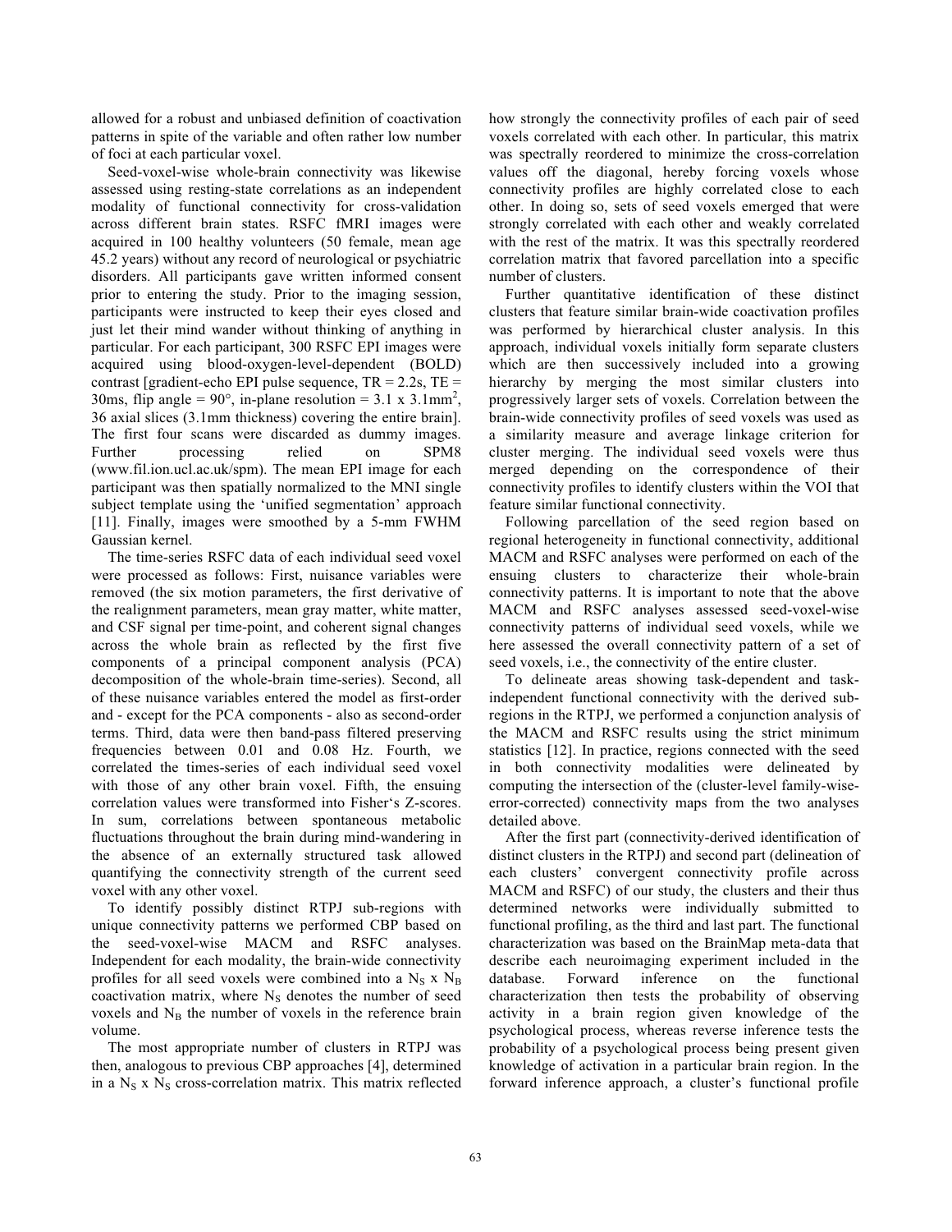allowed for a robust and unbiased definition of coactivation patterns in spite of the variable and often rather low number of foci at each particular voxel.

Seed-voxel-wise whole-brain connectivity was likewise assessed using resting-state correlations as an independent modality of functional connectivity for cross-validation across different brain states. RSFC fMRI images were acquired in 100 healthy volunteers (50 female, mean age 45.2 years) without any record of neurological or psychiatric disorders. All participants gave written informed consent prior to entering the study. Prior to the imaging session, participants were instructed to keep their eyes closed and just let their mind wander without thinking of anything in particular. For each participant, 300 RSFC EPI images were acquired using blood-oxygen-level-dependent (BOLD) contrast [gradient-echo EPI pulse sequence, TR = 2.2s, TE = 30ms, flip angle = 90°, in-plane resolution = 3.1 x 3.1mm$^2$, 36 axial slices (3.1mm thickness) covering the entire brain]. The first four scans were discarded as dummy images. Further processing relied on SPM8 (www.fil.ion.ucl.ac.uk/spm). The mean EPI image for each participant was then spatially normalized to the MNI single subject template using the 'unified segmentation' approach [11]. Finally, images were smoothed by a 5-mm FWHM Gaussian kernel.

The time-series RSFC data of each individual seed voxel were processed as follows: First, nuisance variables were removed (the six motion parameters, the first derivative of the realignment parameters, mean gray matter, white matter, and CSF signal per time-point, and coherent signal changes across the whole brain as reflected by the first five components of a principal component analysis (PCA) decomposition of the whole-brain time-series). Second, all of these nuisance variables entered the model as first-order and - except for the PCA components - also as second-order terms. Third, data were then band-pass filtered preserving frequencies between 0.01 and 0.08 Hz. Fourth, we correlated the times-series of each individual seed voxel with those of any other brain voxel. Fifth, the ensuing correlation values were transformed into Fisher's Z-scores. In sum, correlations between spontaneous metabolic fluctuations throughout the brain during mind-wandering in the absence of an externally structured task allowed quantifying the connectivity strength of the current seed voxel with any other voxel.

To identify possibly distinct RTPJ sub-regions with unique connectivity patterns we performed CBP based on the seed-voxel-wise MACM and RSFC analyses. Independent for each modality, the brain-wide connectivity profiles for all seed voxels were combined into a $N_S$ x $N_B$ coactivation matrix, where $N_S$ denotes the number of seed voxels and $N_B$ the number of voxels in the reference brain volume.

The most appropriate number of clusters in RTPJ was then, analogous to previous CBP approaches [4], determined in a $N_S$ x $N_S$ cross-correlation matrix. This matrix reflected how strongly the connectivity profiles of each pair of seed voxels correlated with each other. In particular, this matrix was spectrally reordered to minimize the cross-correlation values off the diagonal, hereby forcing voxels whose connectivity profiles are highly correlated close to each other. In doing so, sets of seed voxels emerged that were strongly correlated with each other and weakly correlated with the rest of the matrix. It was this spectrally reordered correlation matrix that favored parcellation into a specific number of clusters.

Further quantitative identification of these distinct clusters that feature similar brain-wide coactivation profiles was performed by hierarchical cluster analysis. In this approach, individual voxels initially form separate clusters which are then successively included into a growing hierarchy by merging the most similar clusters into progressively larger sets of voxels. Correlation between the brain-wide connectivity profiles of seed voxels was used as a similarity measure and average linkage criterion for cluster merging. The individual seed voxels were thus merged depending on the correspondence of their connectivity profiles to identify clusters within the VOI that feature similar functional connectivity.

Following parcellation of the seed region based on regional heterogeneity in functional connectivity, additional MACM and RSFC analyses were performed on each of the ensuing clusters to characterize their whole-brain connectivity patterns. It is important to note that the above MACM and RSFC analyses assessed seed-voxel-wise connectivity patterns of individual seed voxels, while we here assessed the overall connectivity pattern of a set of seed voxels, i.e., the connectivity of the entire cluster.

To delineate areas showing task-dependent and task-independent functional connectivity with the derived sub-regions in the RTPJ, we performed a conjunction analysis of the MACM and RSFC results using the strict minimum statistics [12]. In practice, regions connected with the seed in both connectivity modalities were delineated by computing the intersection of the (cluster-level family-wise-error-corrected) connectivity maps from the two analyses detailed above.

After the first part (connectivity-derived identification of distinct clusters in the RTPJ) and second part (delineation of each clusters' convergent connectivity profile across MACM and RSFC) of our study, the clusters and their thus determined networks were individually submitted to functional profiling, as the third and last part. The functional characterization was based on the BrainMap meta-data that describe each neuroimaging experiment included in the database. Forward inference on the functional characterization then tests the probability of observing activity in a brain region given knowledge of the psychological process, whereas reverse inference tests the probability of a psychological process being present given knowledge of activation in a particular brain region. In the forward inference approach, a cluster's functional profile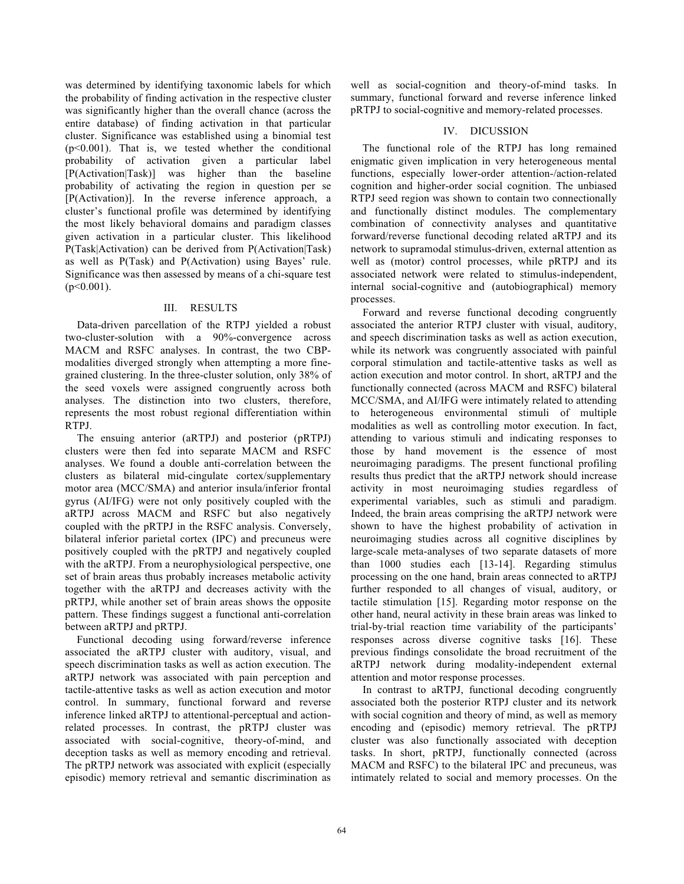was determined by identifying taxonomic labels for which the probability of finding activation in the respective cluster was significantly higher than the overall chance (across the entire database) of finding activation in that particular cluster. Significance was established using a binomial test ($p<0.001$). That is, we tested whether the conditional probability of activation given a particular label [P(Activation|Task)] was higher than the baseline probability of activating the region in question per se [P(Activation)]. In the reverse inference approach, a cluster's functional profile was determined by identifying the most likely behavioral domains and paradigm classes given activation in a particular cluster. This likelihood P(Task|Activation) can be derived from P(Activation|Task) as well as P(Task) and P(Activation) using Bayes' rule. Significance was then assessed by means of a chi-square test ($p<0.001$).

## III. RESULTS

Data-driven parcellation of the RTPJ yielded a robust two-cluster-solution with a 90%-convergence across MACM and RSFC analyses. In contrast, the two CBP-modalities diverged strongly when attempting a more fine-grained clustering. In the three-cluster solution, only 38% of the seed voxels were assigned congruently across both analyses. The distinction into two clusters, therefore, represents the most robust regional differentiation within RTPJ.

The ensuing anterior (aRTPJ) and posterior (pRTPJ) clusters were then fed into separate MACM and RSFC analyses. We found a double anti-correlation between the clusters as bilateral mid-cingulate cortex/supplementary motor area (MCC/SMA) and anterior insula/inferior frontal gyrus (AI/IFG) were not only positively coupled with the aRTPJ across MACM and RSFC but also negatively coupled with the pRTPJ in the RSFC analysis. Conversely, bilateral inferior parietal cortex (IPC) and precuneus were positively coupled with the pRTPJ and negatively coupled with the aRTPJ. From a neurophysiological perspective, one set of brain areas thus probably increases metabolic activity together with the aRTPJ and decreases activity with the pRTPJ, while another set of brain areas shows the opposite pattern. These findings suggest a functional anti-correlation between aRTPJ and pRTPJ.

Functional decoding using forward/reverse inference associated the aRTPJ cluster with auditory, visual, and speech discrimination tasks as well as action execution. The aRTPJ network was associated with pain perception and tactile-attentive tasks as well as action execution and motor control. In summary, functional forward and reverse inference linked aRTPJ to attentional-perceptual and action-related processes. In contrast, the pRTPJ cluster was associated with social-cognitive, theory-of-mind, and deception tasks as well as memory encoding and retrieval. The pRTPJ network was associated with explicit (especially episodic) memory retrieval and semantic discrimination as well as social-cognition and theory-of-mind tasks. In summary, functional forward and reverse inference linked pRTPJ to social-cognitive and memory-related processes.

## IV. DICUSSION

The functional role of the RTPJ has long remained enigmatic given implication in very heterogeneous mental functions, especially lower-order attention-/action-related cognition and higher-order social cognition. The unbiased RTPJ seed region was shown to contain two connectionally and functionally distinct modules. The complementary combination of connectivity analyses and quantitative forward/reverse functional decoding related aRTPJ and its network to supramodal stimulus-driven, external attention as well as (motor) control processes, while pRTPJ and its associated network were related to stimulus-independent, internal social-cognitive and (autobiographical) memory processes.

Forward and reverse functional decoding congruently associated the anterior RTPJ cluster with visual, auditory, and speech discrimination tasks as well as action execution, while its network was congruently associated with painful corporal stimulation and tactile-attentive tasks as well as action execution and motor control. In short, aRTPJ and the functionally connected (across MACM and RSFC) bilateral MCC/SMA, and AI/IFG were intimately related to attending to heterogeneous environmental stimuli of multiple modalities as well as controlling motor execution. In fact, attending to various stimuli and indicating responses to those by hand movement is the essence of most neuroimaging paradigms. The present functional profiling results thus predict that the aRTPJ network should increase activity in most neuroimaging studies regardless of experimental variables, such as stimuli and paradigm. Indeed, the brain areas comprising the aRTPJ network were shown to have the highest probability of activation in neuroimaging studies across all cognitive disciplines by large-scale meta-analyses of two separate datasets of more than 1000 studies each [13-14]. Regarding stimulus processing on the one hand, brain areas connected to aRTPJ further responded to all changes of visual, auditory, or tactile stimulation [15]. Regarding motor response on the other hand, neural activity in these brain areas was linked to trial-by-trial reaction time variability of the participants' responses across diverse cognitive tasks [16]. These previous findings consolidate the broad recruitment of the aRTPJ network during modality-independent external attention and motor response processes.

In contrast to aRTPJ, functional decoding congruently associated both the posterior RTPJ cluster and its network with social cognition and theory of mind, as well as memory encoding and (episodic) memory retrieval. The pRTPJ cluster was also functionally associated with deception tasks. In short, pRTPJ, functionally connected (across MACM and RSFC) to the bilateral IPC and precuneus, was intimately related to social and memory processes. On the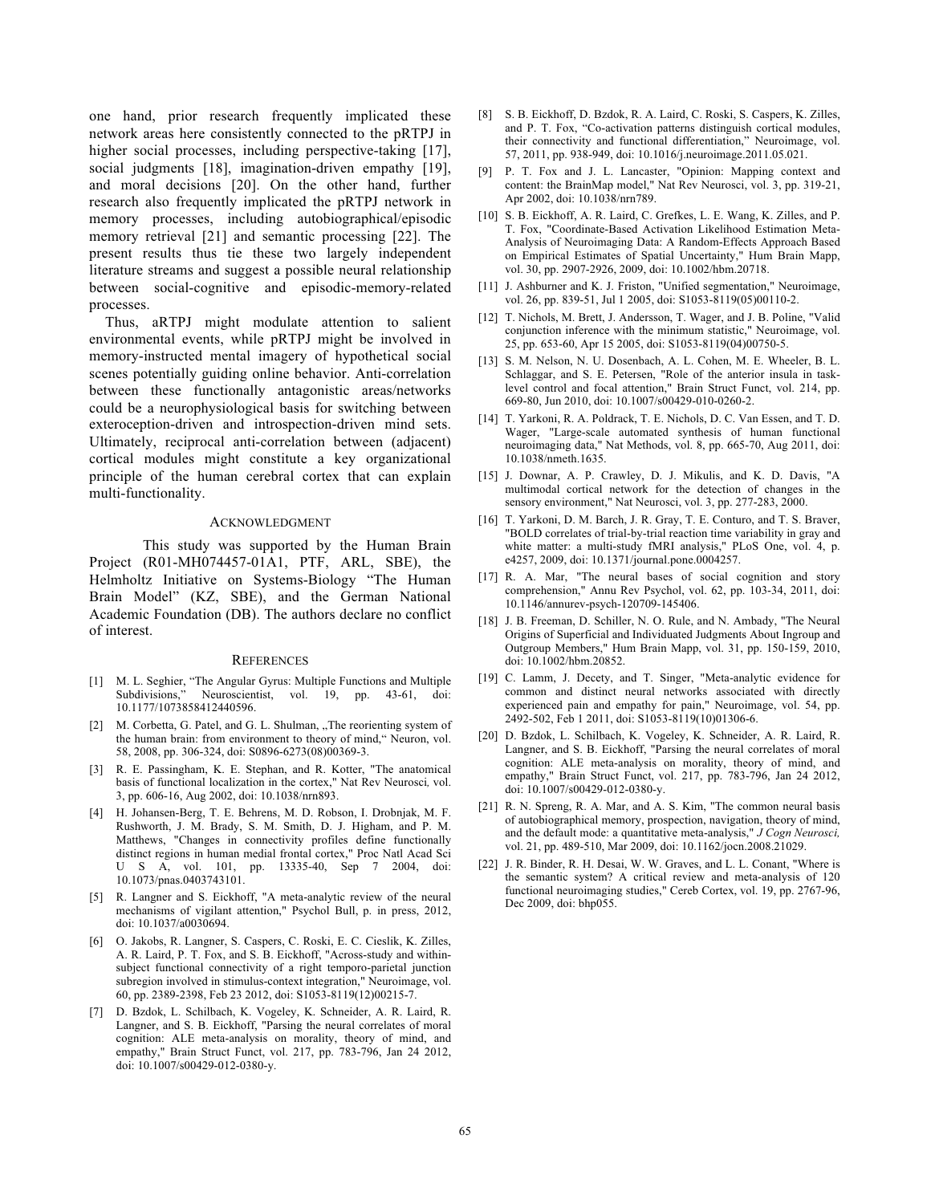one hand, prior research frequently implicated these network areas here consistently connected to the pRTPJ in higher social processes, including perspective-taking [17], social judgments [18], imagination-driven empathy [19], and moral decisions [20]. On the other hand, further research also frequently implicated the pRTPJ network in memory processes, including autobiographical/episodic memory retrieval [21] and semantic processing [22]. The present results thus tie these two largely independent literature streams and suggest a possible neural relationship between social-cognitive and episodic-memory-related processes.

Thus, aRTPJ might modulate attention to salient environmental events, while pRTPJ might be involved in memory-instructed mental imagery of hypothetical social scenes potentially guiding online behavior. Anti-correlation between these functionally antagonistic areas/networks could be a neurophysiological basis for switching between exteroception-driven and introspection-driven mind sets. Ultimately, reciprocal anti-correlation between (adjacent) cortical modules might constitute a key organizational principle of the human cerebral cortex that can explain multi-functionality.

## Acknowledgment

This study was supported by the Human Brain Project (R01-MH074457-01A1, PTF, ARL, SBE), the Helmholtz Initiative on Systems-Biology "The Human Brain Model" (KZ, SBE), and the German National Academic Foundation (DB). The authors declare no conflict of interest.

## References

[1] M. L. Seghier, "The Angular Gyrus: Multiple Functions and Multiple Subdivisions," Neuroscientist, vol. 19, pp. 43-61, doi: 10.1177/1073858412440596.

[2] M. Corbetta, G. Patel, and G. L. Shulman, „The reorienting system of the human brain: from environment to theory of mind," Neuron, vol. 58, 2008, pp. 306-324, doi: S0896-6273(08)00369-3.

[3] R. E. Passingham, K. E. Stephan, and R. Kotter, "The anatomical basis of functional localization in the cortex," Nat Rev Neurosci, vol. 3, pp. 606-16, Aug 2002, doi: 10.1038/nrn893.

[4] H. Johansen-Berg, T. E. Behrens, M. D. Robson, I. Drobnjak, M. F. Rushworth, J. M. Brady, S. M. Smith, D. J. Higham, and P. M. Matthews, "Changes in connectivity profiles define functionally distinct regions in human medial frontal cortex," Proc Natl Acad Sci U S A, vol. 101, pp. 13335-40, Sep 7 2004, doi: 10.1073/pnas.0403743101.

[5] R. Langner and S. Eickhoff, "A meta-analytic review of the neural mechanisms of vigilant attention," Psychol Bull, p. in press, 2012, doi: 10.1037/a0030694.

[6] O. Jakobs, R. Langner, S. Caspers, C. Roski, E. C. Cieslik, K. Zilles, A. R. Laird, P. T. Fox, and S. B. Eickhoff, "Across-study and within-subject functional connectivity of a right temporo-parietal junction subregion involved in stimulus-context integration," Neuroimage, vol. 60, pp. 2389-2398, Feb 23 2012, doi: S1053-8119(12)00215-7.

[7] D. Bzdok, L. Schilbach, K. Vogeley, K. Schneider, A. R. Laird, R. Langner, and S. B. Eickhoff, "Parsing the neural correlates of moral cognition: ALE meta-analysis on morality, theory of mind, and empathy," Brain Struct Funct, vol. 217, pp. 783-796, Jan 24 2012, doi: 10.1007/s00429-012-0380-y.

[8] S. B. Eickhoff, D. Bzdok, R. A. Laird, C. Roski, S. Caspers, K. Zilles, and P. T. Fox, "Co-activation patterns distinguish cortical modules, their connectivity and functional differentiation," Neuroimage, vol. 57, 2011, pp. 938-949, doi: 10.1016/j.neuroimage.2011.05.021.

[9] P. T. Fox and J. L. Lancaster, "Opinion: Mapping context and content: the BrainMap model," Nat Rev Neurosci, vol. 3, pp. 319-21, Apr 2002, doi: 10.1038/nrn789.

[10] S. B. Eickhoff, A. R. Laird, C. Grefkes, L. E. Wang, K. Zilles, and P. T. Fox, "Coordinate-Based Activation Likelihood Estimation Meta-Analysis of Neuroimaging Data: A Random-Effects Approach Based on Empirical Estimates of Spatial Uncertainty," Hum Brain Mapp, vol. 30, pp. 2907-2926, 2009, doi: 10.1002/hbm.20718.

[11] J. Ashburner and K. J. Friston, "Unified segmentation," Neuroimage, vol. 26, pp. 839-51, Jul 1 2005, doi: S1053-8119(05)00110-2.

[12] T. Nichols, M. Brett, J. Andersson, T. Wager, and J. B. Poline, "Valid conjunction inference with the minimum statistic," Neuroimage, vol. 25, pp. 653-60, Apr 15 2005, doi: S1053-8119(04)00750-5.

[13] S. M. Nelson, N. U. Dosenbach, A. L. Cohen, M. E. Wheeler, B. L. Schlaggar, and S. E. Petersen, "Role of the anterior insula in task-level control and focal attention," Brain Struct Funct, vol. 214, pp. 669-80, Jun 2010, doi: 10.1007/s00429-010-0260-2.

[14] T. Yarkoni, R. A. Poldrack, T. E. Nichols, D. C. Van Essen, and T. D. Wager, "Large-scale automated synthesis of human functional neuroimaging data," Nat Methods, vol. 8, pp. 665-70, Aug 2011, doi: 10.1038/nmeth.1635.

[15] J. Downar, A. P. Crawley, D. J. Mikulis, and K. D. Davis, "A multimodal cortical network for the detection of changes in the sensory environment," Nat Neurosci, vol. 3, pp. 277-283, 2000.

[16] T. Yarkoni, D. M. Barch, J. R. Gray, T. E. Conturo, and T. S. Braver, "BOLD correlates of trial-by-trial reaction time variability in gray and white matter: a multi-study fMRI analysis," PLoS One, vol. 4, p. e4257, 2009, doi: 10.1371/journal.pone.0004257.

[17] R. A. Mar, "The neural bases of social cognition and story comprehension," Annu Rev Psychol, vol. 62, pp. 103-34, 2011, doi: 10.1146/annurev-psych-120709-145406.

[18] J. B. Freeman, D. Schiller, N. O. Rule, and N. Ambady, "The Neural Origins of Superficial and Individuated Judgments About Ingroup and Outgroup Members," Hum Brain Mapp, vol. 31, pp. 150-159, 2010, doi: 10.1002/hbm.20852.

[19] C. Lamm, J. Decety, and T. Singer, "Meta-analytic evidence for common and distinct neural networks associated with directly experienced pain and empathy for pain," Neuroimage, vol. 54, pp. 2492-502, Feb 1 2011, doi: S1053-8119(10)01306-6.

[20] D. Bzdok, L. Schilbach, K. Vogeley, K. Schneider, A. R. Laird, R. Langner, and S. B. Eickhoff, "Parsing the neural correlates of moral cognition: ALE meta-analysis on morality, theory of mind, and empathy," Brain Struct Funct, vol. 217, pp. 783-796, Jan 24 2012, doi: 10.1007/s00429-012-0380-y.

[21] R. N. Spreng, R. A. Mar, and A. S. Kim, "The common neural basis of autobiographical memory, prospection, navigation, theory of mind, and the default mode: a quantitative meta-analysis," *J Cogn Neurosci,* vol. 21, pp. 489-510, Mar 2009, doi: 10.1162/jocn.2008.21029.

[22] J. R. Binder, R. H. Desai, W. W. Graves, and L. L. Conant, "Where is the semantic system? A critical review and meta-analysis of 120 functional neuroimaging studies," Cereb Cortex, vol. 19, pp. 2767-96, Dec 2009, doi: bhp055.